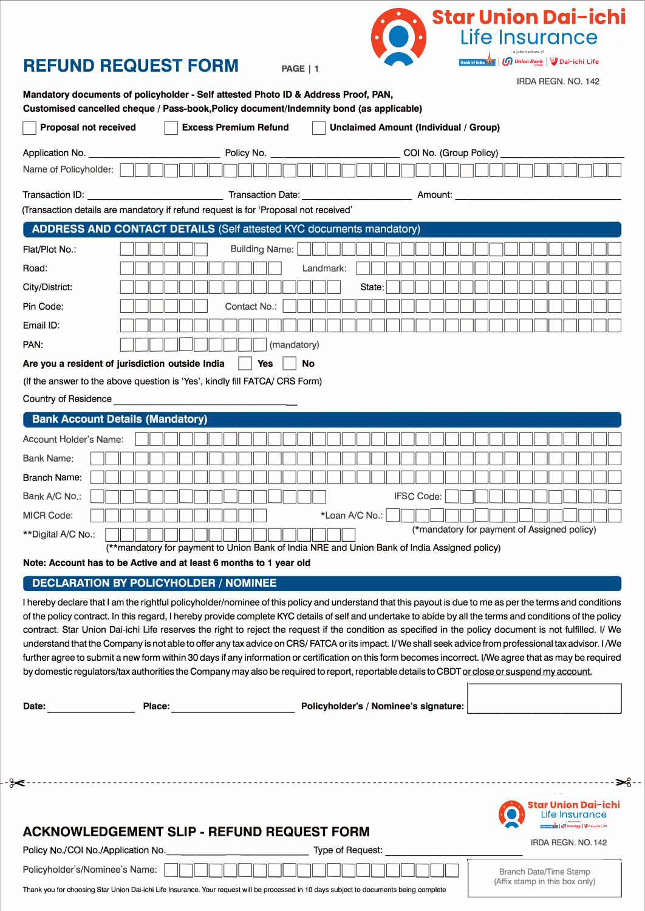Star Union Dai-ichi Life Insurance

A joint venture of Bank of India | Union Bank of India | Dai-ichi Life

# REFUND REQUEST FORM

PAGE | 1

IRDA REGN. NO. 142

**Mandatory documents of policyholder - Self attested Photo ID & Address Proof, PAN, Customised cancelled cheque / Pass-book,Policy document/Indemnity bond (as applicable)**

☐ **Proposal not received** ☐ **Excess Premium Refund** ☐ **Unclaimed Amount (Individual / Group)**

Application No. ______________________ Policy No. ______________________ COI No. (Group Policy) ______________________

Name of Policyholder:

Transaction ID: ______________________ Transaction Date: ______________________ Amount: ______________________

(Transaction details are mandatory if refund request is for 'Proposal not received'

## ADDRESS AND CONTACT DETAILS (Self attested KYC documents mandatory)

Flat/Plot No.: Building Name:

Road: Landmark:

City/District: State:

Pin Code: Contact No.:

Email ID:

PAN: (mandatory)

**Are you a resident of jurisdiction outside India** ☐ **Yes** ☐ **No**

(If the answer to the above question is 'Yes', kindly fill FATCA/ CRS Form)

Country of Residence ______________________

## Bank Account Details (Mandatory)

Account Holder's Name:

Bank Name:

Branch Name:

Bank A/C No.: IFSC Code:

MICR Code: *Loan A/C No.:

**Digital A/C No.: (*mandatory for payment of Assigned policy)

(**mandatory for payment to Union Bank of India NRE and Union Bank of India Assigned policy)

**Note: Account has to be Active and at least 6 months to 1 year old**

## DECLARATION BY POLICYHOLDER / NOMINEE

I hereby declare that I am the rightful policyholder/nominee of this policy and understand that this payout is due to me as per the terms and conditions of the policy contract. In this regard, I hereby provide complete KYC details of self and undertake to abide by all the terms and conditions of the policy contract. Star Union Dai-ichi Life reserves the right to reject the request if the condition as specified in the policy document is not fulfilled. I/ We understand that the Company is not able to offer any tax advice on CRS/ FATCA or its impact. I/ We shall seek advice from professional tax advisor. I /We further agree to submit a new form within 30 days if any information or certification on this form becomes incorrect. I/We agree that as may be required by domestic regulators/tax authorities the Company may also be required to report, reportable details to CBDT or close or suspend my account.

**Date:** ______________ **Place:** ______________ **Policyholder's / Nominee's signature:** ______________

---

Star Union Dai-ichi Life Insurance

IRDA REGN. NO. 142

## ACKNOWLEDGEMENT SLIP - REFUND REQUEST FORM

Policy No./COI No./Application No. ______________________ Type of Request: ______________________

Policyholder's/Nominee's Name:

Branch Date/Time Stamp
(Affix stamp in this box only)

Thank you for choosing Star Union Dai-ichi Life Insurance. Your request will be processed in 10 days subject to documents being complete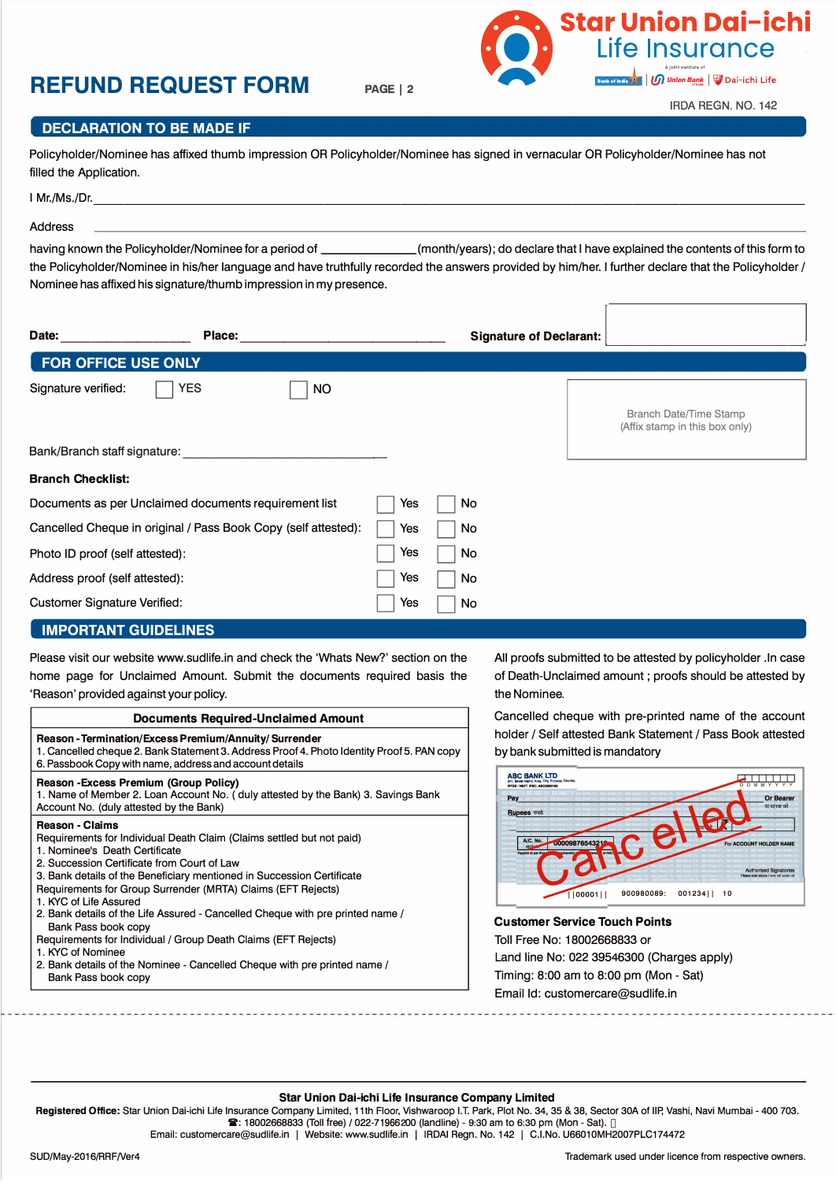# REFUND REQUEST FORM

## DECLARATION TO BE MADE IF

Policyholder/Nominee has affixed thumb impression OR Policyholder/Nominee has signed in vernacular OR Policyholder/Nominee has not filled the Application.

I Mr./Ms./Dr. ______________________________________________

Address ______________________________________________

having known the Policyholder/Nominee for a period of _____________(month/years); do declare that I have explained the contents of this form to the Policyholder/Nominee in his/her language and have truthfully recorded the answers provided by him/her. I further declare that the Policyholder / Nominee has affixed his signature/thumb impression in my presence.

**Date:** ________________ **Place:** ________________________ **Signature of Declarant:**

## FOR OFFICE USE ONLY

Signature verified: ☐ YES ☐ NO

Branch Date/Time Stamp
(Affix stamp in this box only)

Bank/Branch staff signature: ______________________________

**Branch Checklist:**

| | | |
|---|---|---|
| Documents as per Unclaimed documents requirement list | ☐ Yes | ☐ No |
| Cancelled Cheque in original / Pass Book Copy (self attested): | ☐ Yes | ☐ No |
| Photo ID proof (self attested): | ☐ Yes | ☐ No |
| Address proof (self attested): | ☐ Yes | ☐ No |
| Customer Signature Verified: | ☐ Yes | ☐ No |

## IMPORTANT GUIDELINES

Please visit our website www.sudlife.in and check the 'Whats New?' section on the home page for Unclaimed Amount. Submit the documents required basis the 'Reason' provided against your policy.

| Documents Required-Unclaimed Amount |
|---|
| **Reason - Termination/Excess Premium/Annuity/ Surrender**<br>1. Cancelled cheque 2. Bank Statement 3. Address Proof 4. Photo Identity Proof 5. PAN copy 6. Passbook Copy with name, address and account details |
| **Reason -Excess Premium (Group Policy)**<br>1. Name of Member 2. Loan Account No. ( duly attested by the Bank) 3. Savings Bank Account No. (duly attested by the Bank) |
| **Reason - Claims**<br>Requirements for Individual Death Claim (Claims settled but not paid)<br>1. Nominee's Death Certificate<br>2. Succession Certificate from Court of Law<br>3. Bank details of the Beneficiary mentioned in Succession Certificate<br>Requirements for Group Surrender (MRTA) Claims (EFT Rejects)<br>1. KYC of Life Assured<br>2. Bank details of the Life Assured - Cancelled Cheque with pre printed name / Bank Pass book copy<br>Requirements for Individual / Group Death Claims (EFT Rejects)<br>1. KYC of Nominee<br>2. Bank details of the Nominee - Cancelled Cheque with pre printed name / Bank Pass book copy |

All proofs submitted to be attested by policyholder .In case of Death-Unclaimed amount ; proofs should be attested by the Nominee.

Cancelled cheque with pre-printed name of the account holder / Self attested Bank Statement / Pass Book attested by bank submitted is mandatory

**Customer Service Touch Points**

Toll Free No: 18002668833 or

Land line No: 022 39546300 (Charges apply)

Timing: 8:00 am to 8:00 pm (Mon - Sat)

Email Id: customercare@sudlife.in

**Star Union Dai-ichi Life Insurance Company Limited**

**Registered Office:** Star Union Dai-ichi Life Insurance Company Limited, 11th Floor, Vishwaroop I.T. Park, Plot No. 34, 35 & 38, Sector 30A of IIP, Vashi, Navi Mumbai - 400 703.
☎: 18002668833 (Toll free) / 022-71966200 (landline) - 9:30 am to 6:30 pm (Mon - Sat).
Email: customercare@sudlife.in | Website: www.sudlife.in | IRDAI Regn. No. 142 | C.I.No. U66010MH2007PLC174472

SUD/May-2016/RRF/Ver4

Trademark used under licence from respective owners.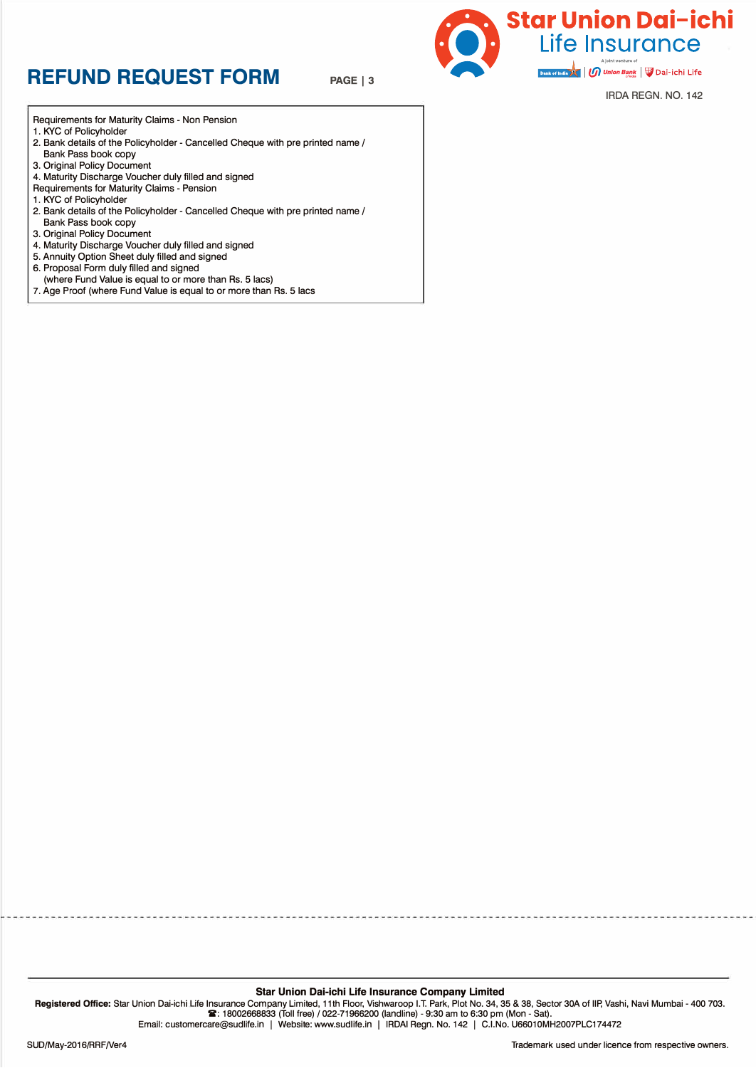# REFUND REQUEST FORM

IRDA REGN. NO. 142

Requirements for Maturity Claims - Non Pension

1. KYC of Policyholder
2. Bank details of the Policyholder - Cancelled Cheque with pre printed name / Bank Pass book copy
3. Original Policy Document
4. Maturity Discharge Voucher duly filled and signed

Requirements for Maturity Claims - Pension

1. KYC of Policyholder
2. Bank details of the Policyholder - Cancelled Cheque with pre printed name / Bank Pass book copy
3. Original Policy Document
4. Maturity Discharge Voucher duly filled and signed
5. Annuity Option Sheet duly filled and signed
6. Proposal Form duly filled and signed (where Fund Value is equal to or more than Rs. 5 lacs)
7. Age Proof (where Fund Value is equal to or more than Rs. 5 lacs

**Star Union Dai-ichi Life Insurance Company Limited**

**Registered Office:** Star Union Dai-ichi Life Insurance Company Limited, 11th Floor, Vishwaroop I.T. Park, Plot No. 34, 35 & 38, Sector 30A of IIP, Vashi, Navi Mumbai - 400 703.
☎: 18002668833 (Toll free) / 022-71966200 (landline) - 9:30 am to 6:30 pm (Mon - Sat).
Email: customercare@sudlife.in | Website: www.sudlife.in | IRDAI Regn. No. 142 | C.I.No. U66010MH2007PLC174472

SUD/May-2016/RRF/Ver4

Trademark used under licence from respective owners.